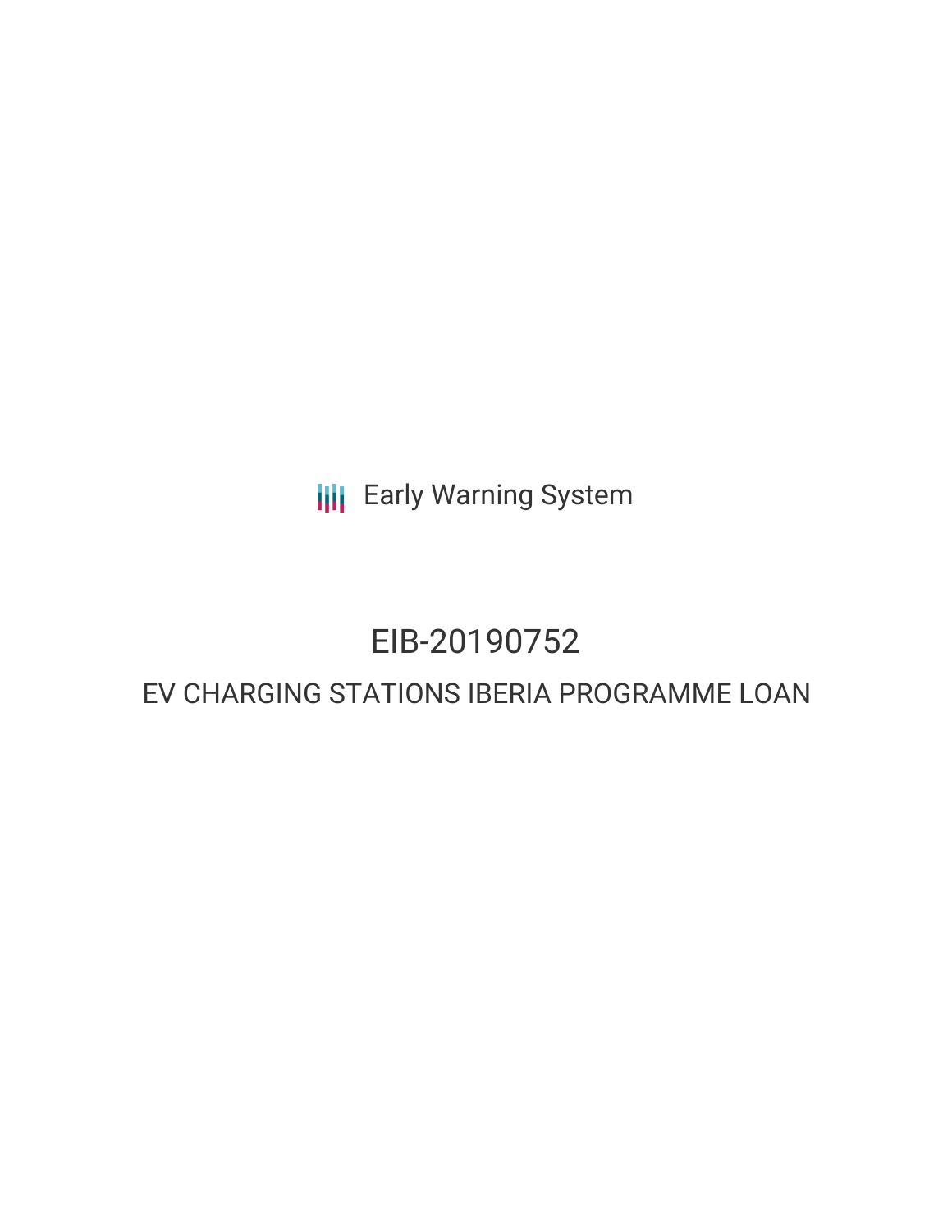Early Warning System

# EIB-20190752

## EV CHARGING STATIONS IBERIA PROGRAMME LOAN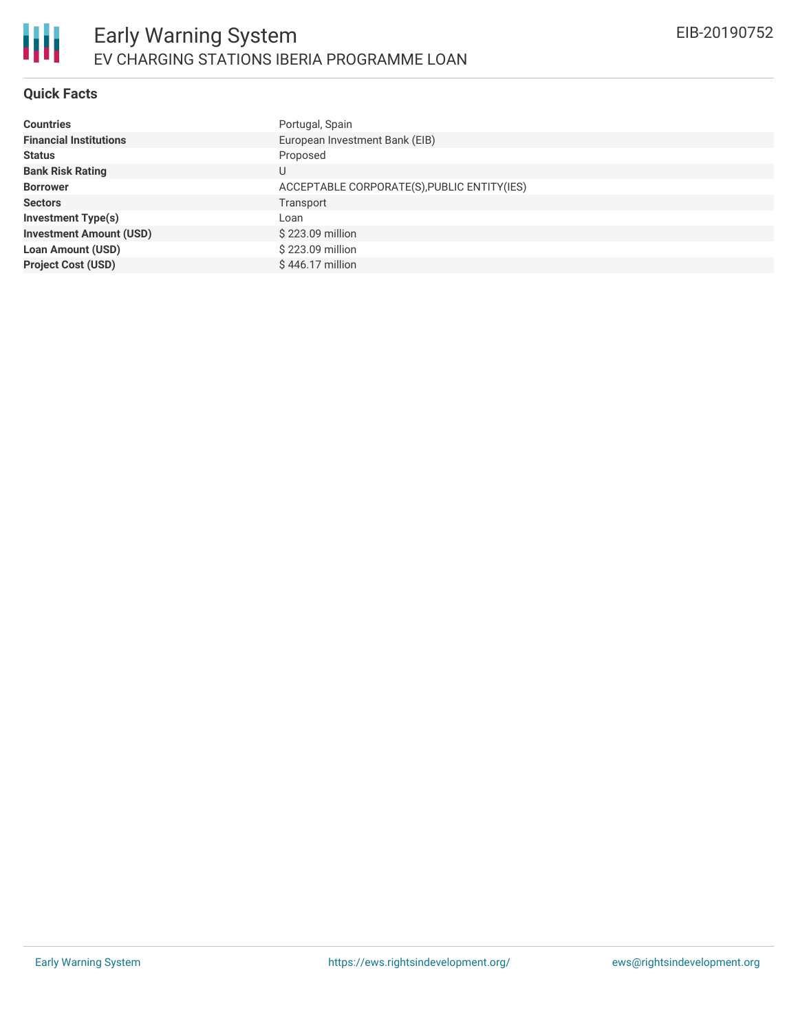# Early Warning System

EV CHARGING STATIONS IBERIA PROGRAMME LOAN

EIB-20190752

## Quick Facts

| | |
|---|---|
| **Countries** | Portugal, Spain |
| **Financial Institutions** | European Investment Bank (EIB) |
| **Status** | Proposed |
| **Bank Risk Rating** | U |
| **Borrower** | ACCEPTABLE CORPORATE(S),PUBLIC ENTITY(IES) |
| **Sectors** | Transport |
| **Investment Type(s)** | Loan |
| **Investment Amount (USD)** | $ 223.09 million |
| **Loan Amount (USD)** | $ 223.09 million |
| **Project Cost (USD)** | $ 446.17 million |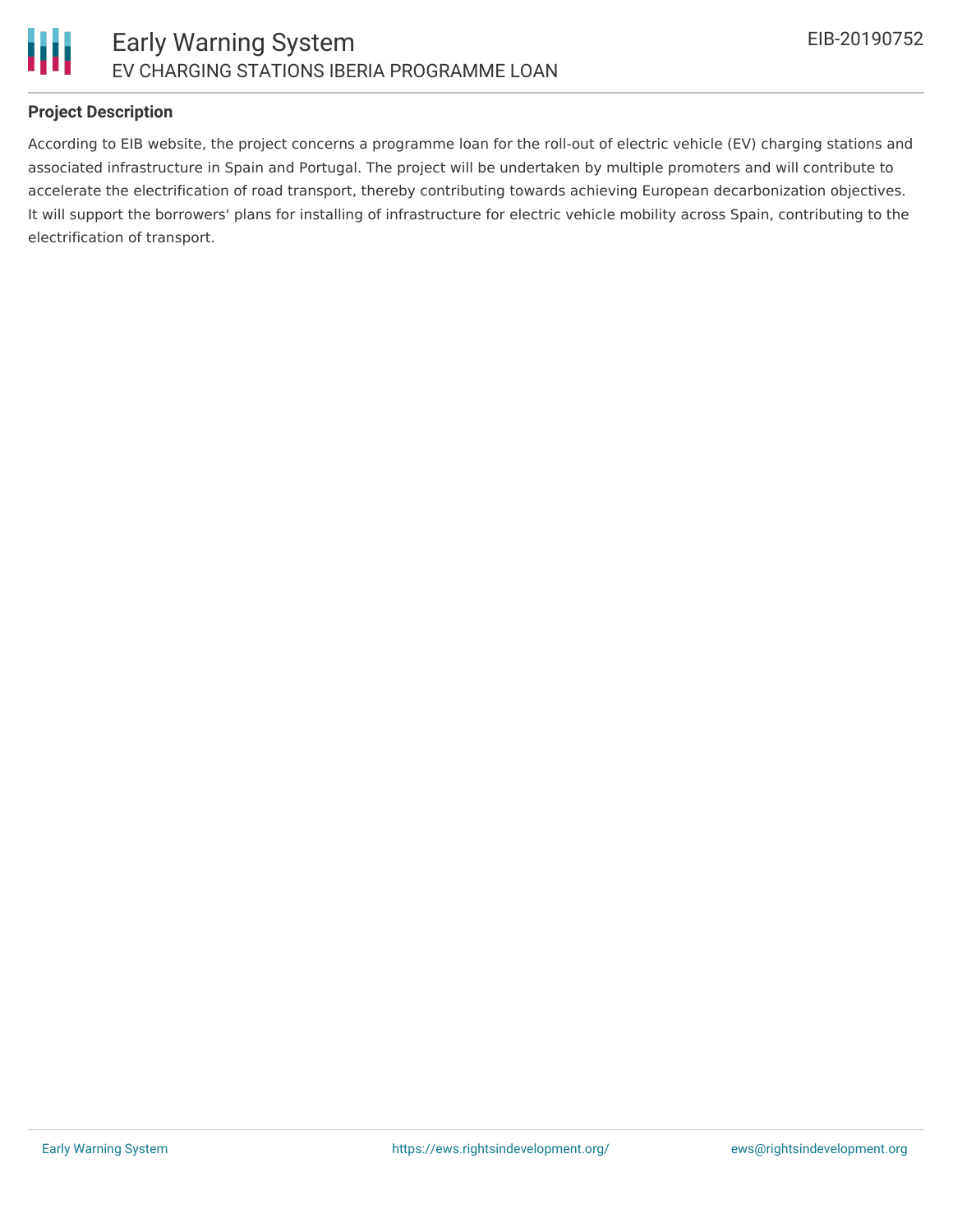### Project Description

According to EIB website, the project concerns a programme loan for the roll-out of electric vehicle (EV) charging stations and associated infrastructure in Spain and Portugal. The project will be undertaken by multiple promoters and will contribute to accelerate the electrification of road transport, thereby contributing towards achieving European decarbonization objectives. It will support the borrowers' plans for installing of infrastructure for electric vehicle mobility across Spain, contributing to the electrification of transport.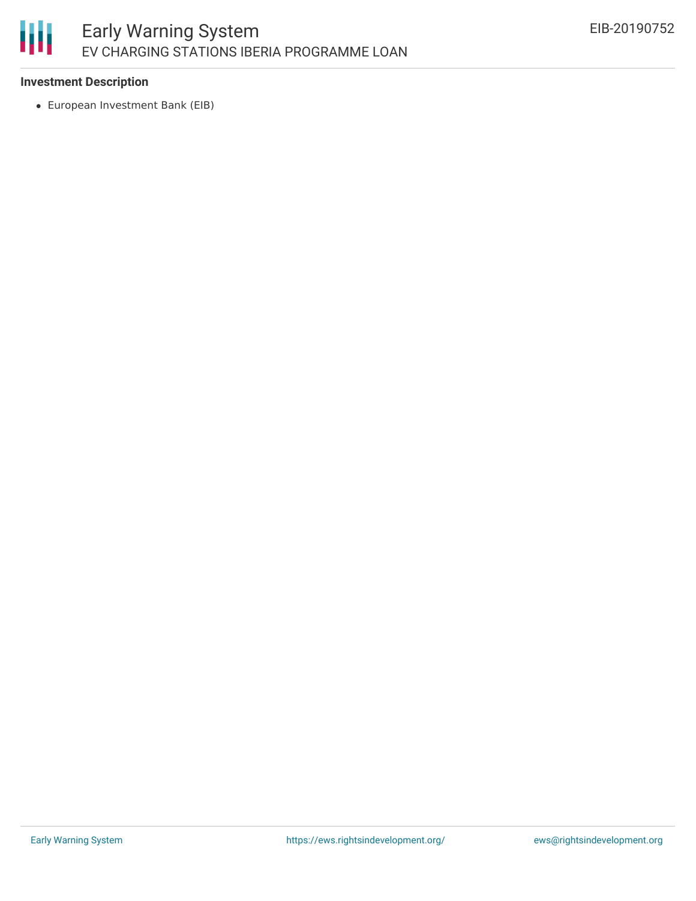### Investment Description

- European Investment Bank (EIB)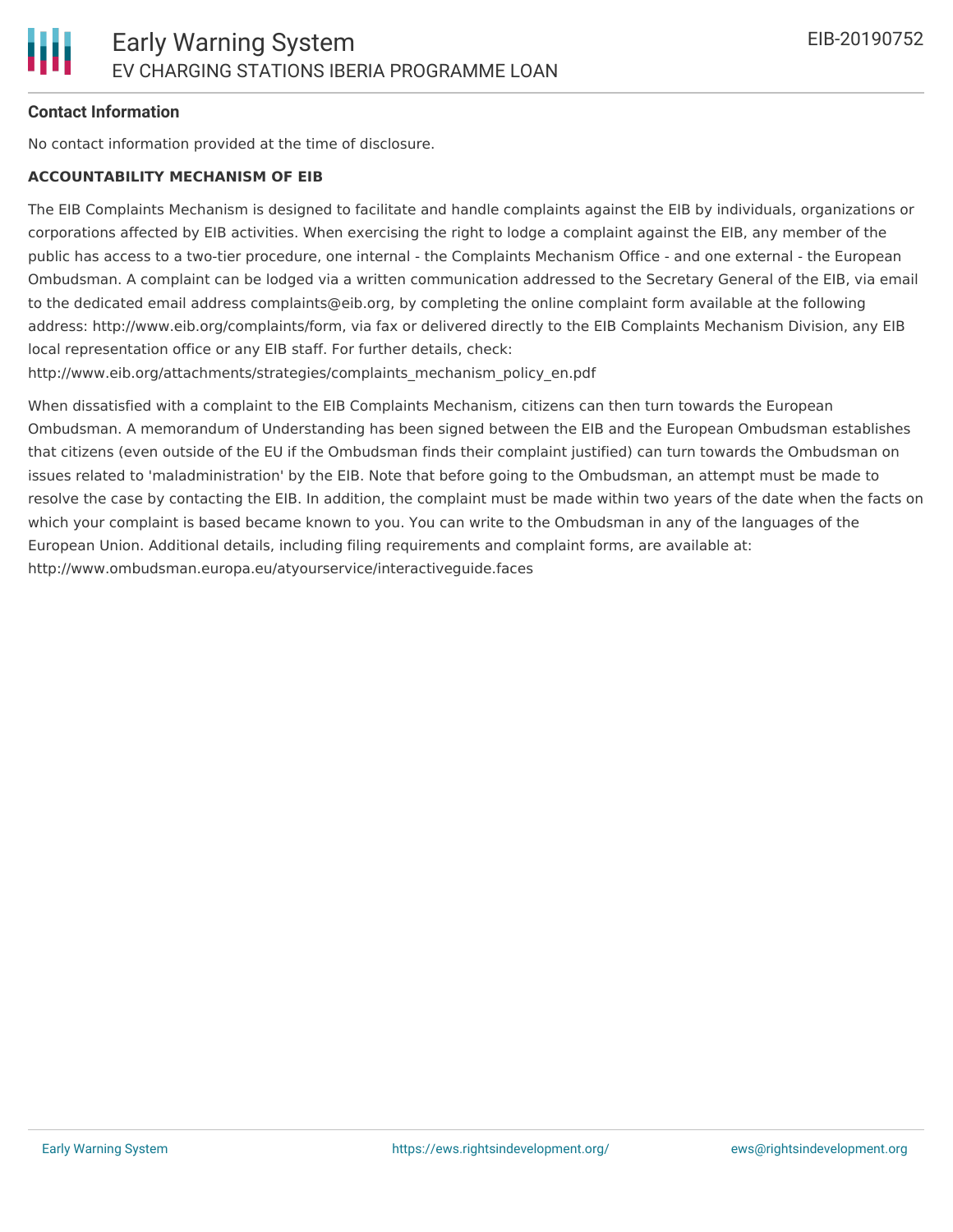**Contact Information**

No contact information provided at the time of disclosure.

**ACCOUNTABILITY MECHANISM OF EIB**

The EIB Complaints Mechanism is designed to facilitate and handle complaints against the EIB by individuals, organizations or corporations affected by EIB activities. When exercising the right to lodge a complaint against the EIB, any member of the public has access to a two-tier procedure, one internal - the Complaints Mechanism Office - and one external - the European Ombudsman. A complaint can be lodged via a written communication addressed to the Secretary General of the EIB, via email to the dedicated email address complaints@eib.org, by completing the online complaint form available at the following address: http://www.eib.org/complaints/form, via fax or delivered directly to the EIB Complaints Mechanism Division, any EIB local representation office or any EIB staff. For further details, check: http://www.eib.org/attachments/strategies/complaints_mechanism_policy_en.pdf

When dissatisfied with a complaint to the EIB Complaints Mechanism, citizens can then turn towards the European Ombudsman. A memorandum of Understanding has been signed between the EIB and the European Ombudsman establishes that citizens (even outside of the EU if the Ombudsman finds their complaint justified) can turn towards the Ombudsman on issues related to 'maladministration' by the EIB. Note that before going to the Ombudsman, an attempt must be made to resolve the case by contacting the EIB. In addition, the complaint must be made within two years of the date when the facts on which your complaint is based became known to you. You can write to the Ombudsman in any of the languages of the European Union. Additional details, including filing requirements and complaint forms, are available at: http://www.ombudsman.europa.eu/atyourservice/interactiveguide.faces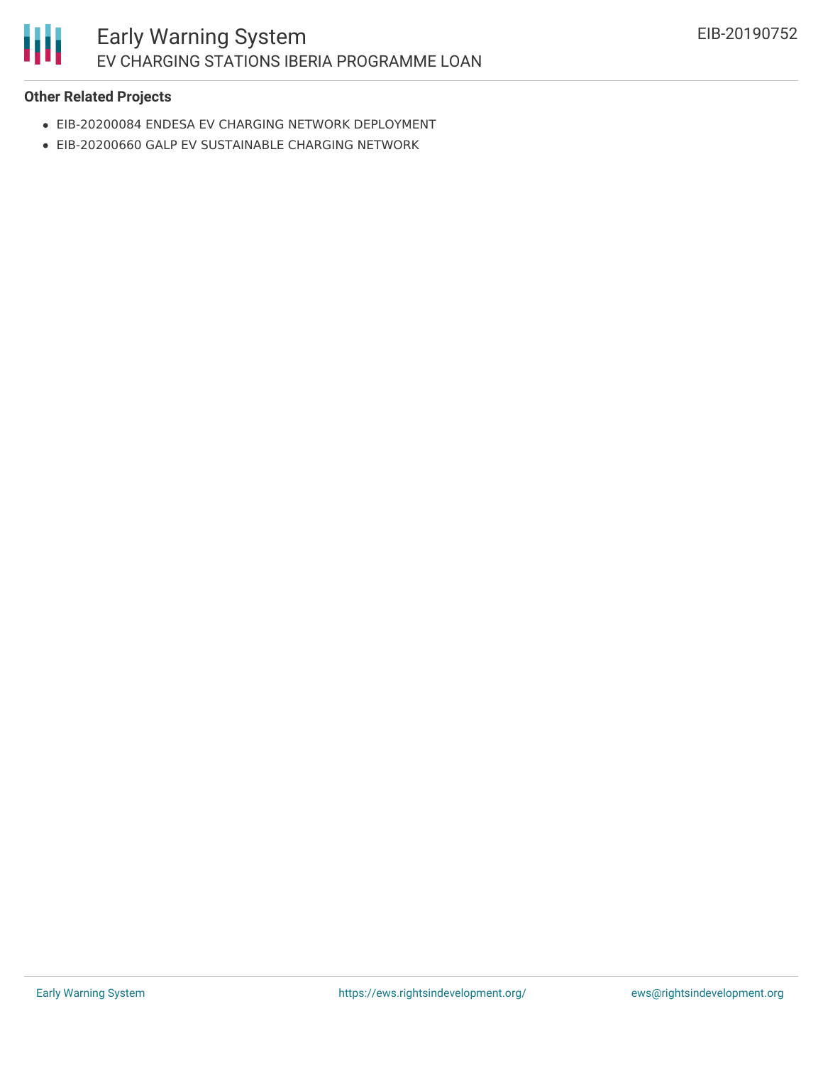### Other Related Projects

- EIB-20200084 ENDESA EV CHARGING NETWORK DEPLOYMENT
- EIB-20200660 GALP EV SUSTAINABLE CHARGING NETWORK